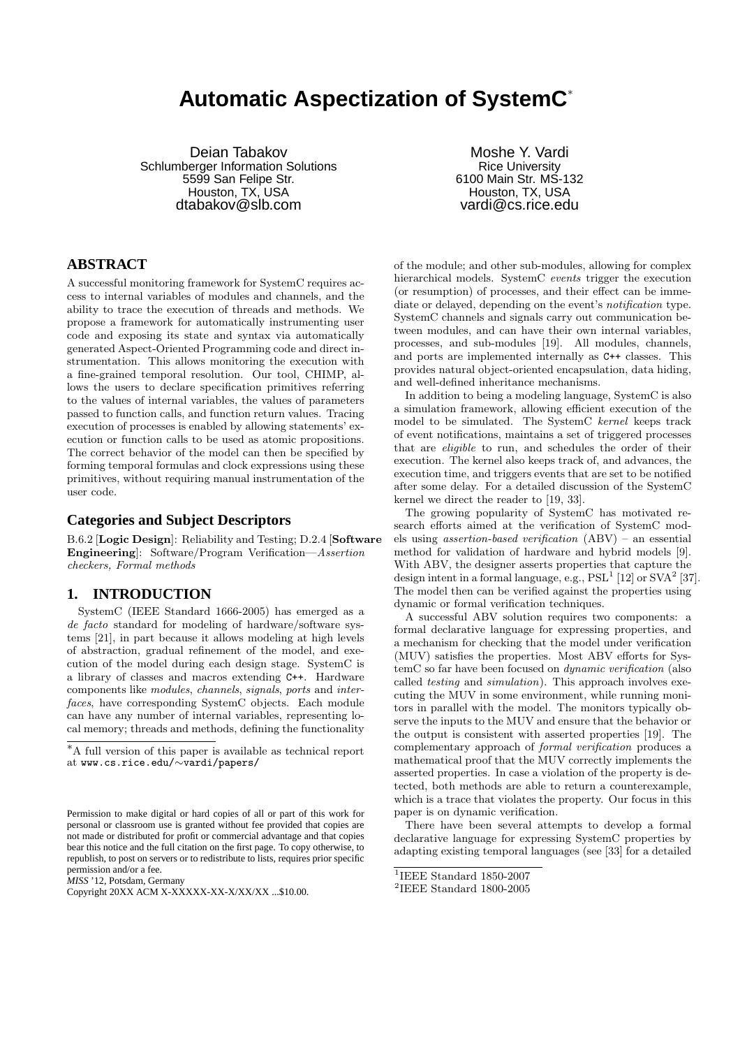# Automatic Aspectization of SystemC*

Deian Tabakov
Schlumberger Information Solutions
5599 San Felipe Str.
Houston, TX, USA
dtabakov@slb.com

Moshe Y. Vardi
Rice University
6100 Main Str. MS-132
Houston, TX, USA
vardi@cs.rice.edu

## ABSTRACT

A successful monitoring framework for SystemC requires access to internal variables of modules and channels, and the ability to trace the execution of threads and methods. We propose a framework for automatically instrumenting user code and exposing its state and syntax via automatically generated Aspect-Oriented Programming code and direct instrumentation. This allows monitoring the execution with a fine-grained temporal resolution. Our tool, CHIMP, allows the users to declare specification primitives referring to the values of internal variables, the values of parameters passed to function calls, and function return values. Tracing execution of processes is enabled by allowing statements' execution or function calls to be used as atomic propositions. The correct behavior of the model can then be specified by forming temporal formulas and clock expressions using these primitives, without requiring manual instrumentation of the user code.

## Categories and Subject Descriptors

B.6.2 [**Logic Design**]: Reliability and Testing; D.2.4 [**Software Engineering**]: Software/Program Verification—*Assertion checkers, Formal methods*

## 1. INTRODUCTION

SystemC (IEEE Standard 1666-2005) has emerged as a *de facto* standard for modeling of hardware/software systems [21], in part because it allows modeling at high levels of abstraction, gradual refinement of the model, and execution of the model during each design stage. SystemC is a library of classes and macros extending `C++`. Hardware components like *modules*, *channels*, *signals*, *ports* and *interfaces*, have corresponding SystemC objects. Each module can have any number of internal variables, representing local memory; threads and methods, defining the functionality of the module; and other sub-modules, allowing for complex hierarchical models. SystemC *events* trigger the execution (or resumption) of processes, and their effect can be immediate or delayed, depending on the event's *notification* type. SystemC channels and signals carry out communication between modules, and can have their own internal variables, processes, and sub-modules [19]. All modules, channels, and ports are implemented internally as `C++` classes. This provides natural object-oriented encapsulation, data hiding, and well-defined inheritance mechanisms.

In addition to being a modeling language, SystemC is also a simulation framework, allowing efficient execution of the model to be simulated. The SystemC *kernel* keeps track of event notifications, maintains a set of triggered processes that are *eligible* to run, and schedules the order of their execution. The kernel also keeps track of, and advances, the execution time, and triggers events that are set to be notified after some delay. For a detailed discussion of the SystemC kernel we direct the reader to [19, 33].

The growing popularity of SystemC has motivated research efforts aimed at the verification of SystemC models using *assertion-based verification* (ABV) – an essential method for validation of hardware and hybrid models [9]. With ABV, the designer asserts properties that capture the design intent in a formal language, e.g., PSL[1] [12] or SVA[2] [37]. The model then can be verified against the properties using dynamic or formal verification techniques.

A successful ABV solution requires two components: a formal declarative language for expressing properties, and a mechanism for checking that the model under verification (MUV) satisfies the properties. Most ABV efforts for SystemC so far have been focused on *dynamic verification* (also called *testing* and *simulation*). This approach involves executing the MUV in some environment, while running monitors in parallel with the model. The monitors typically observe the inputs to the MUV and ensure that the behavior or the output is consistent with asserted properties [19]. The complementary approach of *formal verification* produces a mathematical proof that the MUV correctly implements the asserted properties. In case a violation of the property is detected, both methods are able to return a counterexample, which is a trace that violates the property. Our focus in this paper is on dynamic verification.

There have been several attempts to develop a formal declarative language for expressing SystemC properties by adapting existing temporal languages (see [33] for a detailed

---

*A full version of this paper is available as technical report at `www.cs.rice.edu/∼vardi/papers/`

Permission to make digital or hard copies of all or part of this work for personal or classroom use is granted without fee provided that copies are not made or distributed for profit or commercial advantage and that copies bear this notice and the full citation on the first page. To copy otherwise, to republish, to post on servers or to redistribute to lists, requires prior specific permission and/or a fee.
*MISS* '12, Potsdam, Germany
Copyright 20XX ACM X-XXXXX-XX-X/XX/XX ...$10.00.

[1] IEEE Standard 1850-2007
[2] IEEE Standard 1800-2005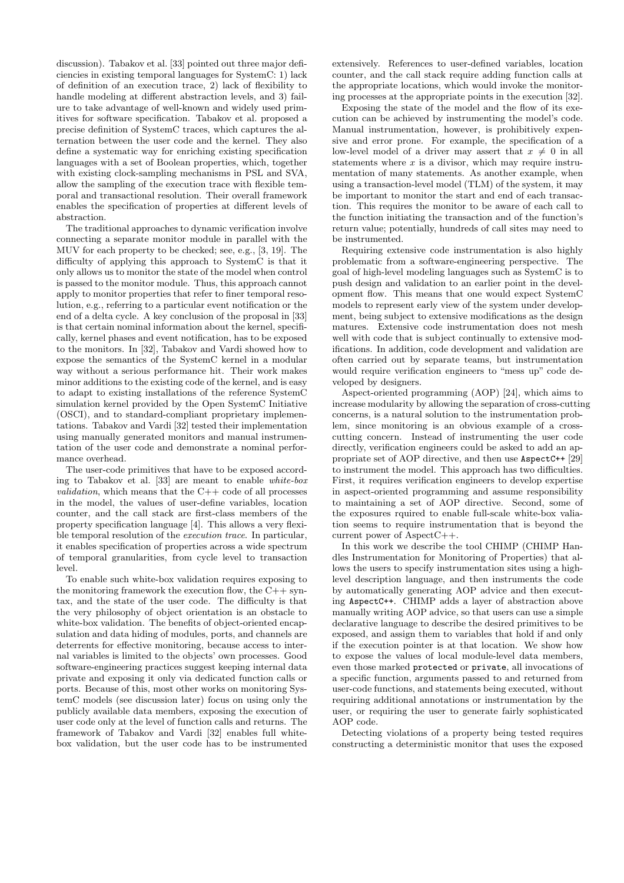discussion). Tabakov et al. [33] pointed out three major deficiencies in existing temporal languages for SystemC: 1) lack of definition of an execution trace, 2) lack of flexibility to handle modeling at different abstraction levels, and 3) failure to take advantage of well-known and widely used primitives for software specification. Tabakov et al. proposed a precise definition of SystemC traces, which captures the alternation between the user code and the kernel. They also define a systematic way for enriching existing specification languages with a set of Boolean properties, which, together with existing clock-sampling mechanisms in PSL and SVA, allow the sampling of the execution trace with flexible temporal and transactional resolution. Their overall framework enables the specification of properties at different levels of abstraction.

The traditional approaches to dynamic verification involve connecting a separate monitor module in parallel with the MUV for each property to be checked; see, e.g., [3, 19]. The difficulty of applying this approach to SystemC is that it only allows us to monitor the state of the model when control is passed to the monitor module. Thus, this approach cannot apply to monitor properties that refer to finer temporal resolution, e.g., referring to a particular event notification or the end of a delta cycle. A key conclusion of the proposal in [33] is that certain nominal information about the kernel, specifically, kernel phases and event notification, has to be exposed to the monitors. In [32], Tabakov and Vardi showed how to expose the semantics of the SystemC kernel in a modular way without a serious performance hit. Their work makes minor additions to the existing code of the kernel, and is easy to adapt to existing installations of the reference SystemC simulation kernel provided by the Open SystemC Initiative (OSCI), and to standard-compliant proprietary implementations. Tabakov and Vardi [32] tested their implementation using manually generated monitors and manual instrumentation of the user code and demonstrate a nominal performance overhead.

The user-code primitives that have to be exposed according to Tabakov et al. [33] are meant to enable *white-box validation*, which means that the C++ code of all processes in the model, the values of user-define variables, location counter, and the call stack are first-class members of the property specification language [4]. This allows a very flexible temporal resolution of the *execution trace*. In particular, it enables specification of properties across a wide spectrum of temporal granularities, from cycle level to transaction level.

To enable such white-box validation requires exposing to the monitoring framework the execution flow, the C++ syntax, and the state of the user code. The difficulty is that the very philosophy of object orientation is an obstacle to white-box validation. The benefits of object-oriented encapsulation and data hiding of modules, ports, and channels are deterrents for effective monitoring, because access to internal variables is limited to the objects' own processes. Good software-engineering practices suggest keeping internal data private and exposing it only via dedicated function calls or ports. Because of this, most other works on monitoring SystemC models (see discussion later) focus on using only the publicly available data members, exposing the execution of user code only at the level of function calls and returns. The framework of Tabakov and Vardi [32] enables full white-box validation, but the user code has to be instrumented extensively. References to user-defined variables, location counter, and the call stack require adding function calls at the appropriate locations, which would invoke the monitoring processes at the appropriate points in the execution [32].

Exposing the state of the model and the flow of its execution can be achieved by instrumenting the model's code. Manual instrumentation, however, is prohibitively expensive and error prone. For example, the specification of a low-level model of a driver may assert that $x \neq 0$ in all statements where $x$ is a divisor, which may require instrumentation of many statements. As another example, when using a transaction-level model (TLM) of the system, it may be important to monitor the start and end of each transaction. This requires the monitor to be aware of each call to the function initiating the transaction and of the function's return value; potentially, hundreds of call sites may need to be instrumented.

Requiring extensive code instrumentation is also highly problematic from a software-engineering perspective. The goal of high-level modeling languages such as SystemC is to push design and validation to an earlier point in the development flow. This means that one would expect SystemC models to represent early view of the system under development, being subject to extensive modifications as the design matures. Extensive code instrumentation does not mesh well with code that is subject continually to extensive modifications. In addition, code development and validation are often carried out by separate teams, but instrumentation would require verification engineers to "mess up" code developed by designers.

Aspect-oriented programming (AOP) [24], which aims to increase modularity by allowing the separation of cross-cutting concerns, is a natural solution to the instrumentation problem, since monitoring is an obvious example of a cross-cutting concern. Instead of instrumenting the user code directly, verification engineers could be asked to add an appropriate set of AOP directive, and then use `AspectC++` [29] to instrument the model. This approach has two difficulties. First, it requires verification engineers to develop expertise in aspect-oriented programming and assume responsibility to maintaining a set of AOP directive. Second, some of the exposures rquired to enable full-scale white-box valiation seems to require instrumentation that is beyond the current power of AspectC++.

In this work we describe the tool CHIMP (CHIMP Handles Instrumentation for Monitoring of Properties) that allows the users to specify instrumentation sites using a high-level description language, and then instruments the code by automatically generating AOP advice and then executing `AspectC++`. CHIMP adds a layer of abstraction above manually writing AOP advice, so that users can use a simple declarative language to describe the desired primitives to be exposed, and assign them to variables that hold if and only if the execution pointer is at that location. We show how to expose the values of local module-level data members, even those marked `protected` or `private`, all invocations of a specific function, arguments passed to and returned from user-code functions, and statements being executed, without requiring additional annotations or instrumentation by the user, or requiring the user to generate fairly sophisticated AOP code.

Detecting violations of a property being tested requires constructing a deterministic monitor that uses the exposed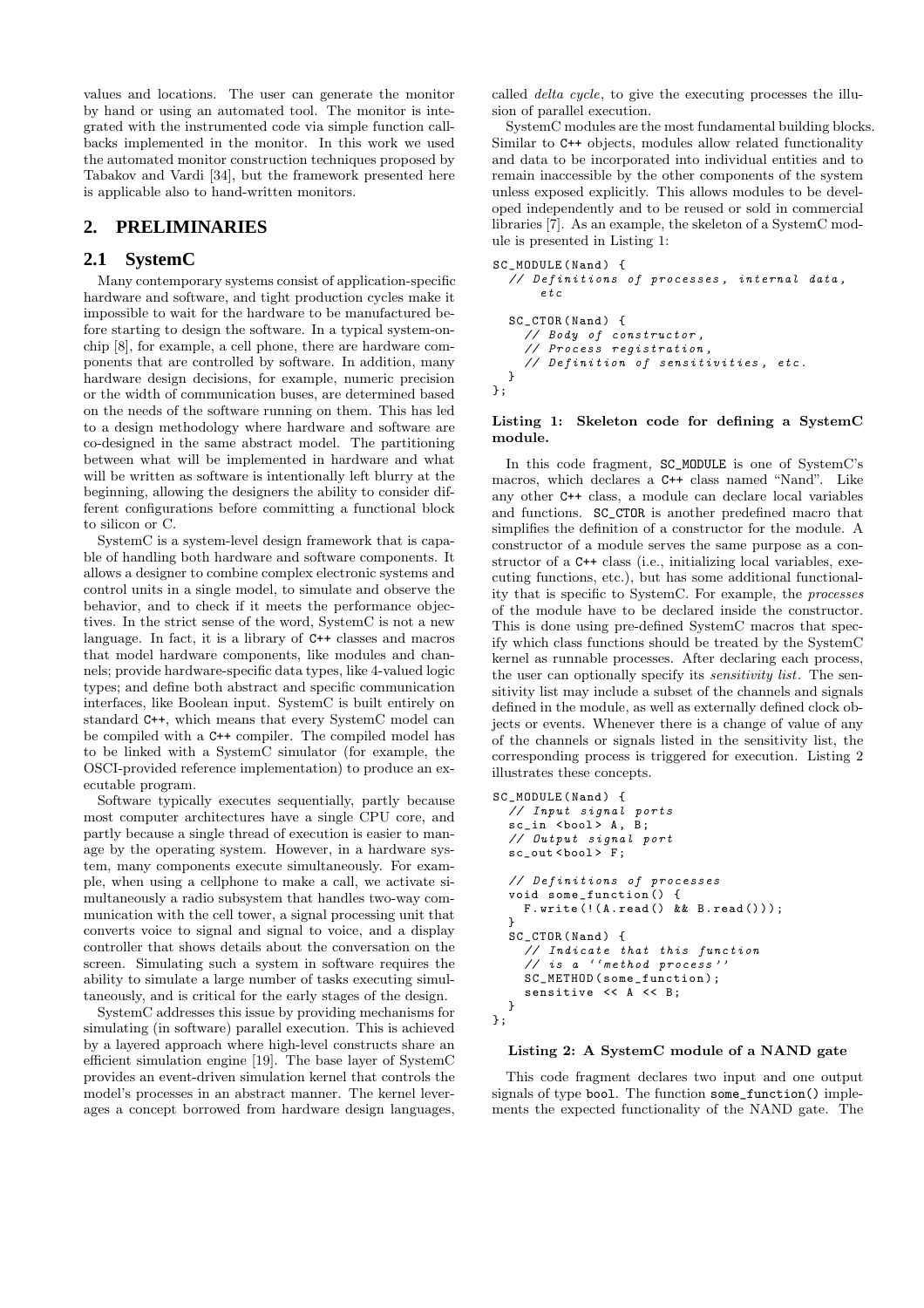values and locations. The user can generate the monitor by hand or using an automated tool. The monitor is integrated with the instrumented code via simple function callbacks implemented in the monitor. In this work we used the automated monitor construction techniques proposed by Tabakov and Vardi [34], but the framework presented here is applicable also to hand-written monitors.

## 2. PRELIMINARIES

### 2.1 SystemC

Many contemporary systems consist of application-specific hardware and software, and tight production cycles make it impossible to wait for the hardware to be manufactured before starting to design the software. In a typical system-on-chip [8], for example, a cell phone, there are hardware components that are controlled by software. In addition, many hardware design decisions, for example, numeric precision or the width of communication buses, are determined based on the needs of the software running on them. This has led to a design methodology where hardware and software are co-designed in the same abstract model. The partitioning between what will be implemented in hardware and what will be written as software is intentionally left blurry at the beginning, allowing the designers the ability to consider different configurations before committing a functional block to silicon or C.

SystemC is a system-level design framework that is capable of handling both hardware and software components. It allows a designer to combine complex electronic systems and control units in a single model, to simulate and observe the behavior, and to check if it meets the performance objectives. In the strict sense of the word, SystemC is not a new language. In fact, it is a library of C++ classes and macros that model hardware components, like modules and channels; provide hardware-specific data types, like 4-valued logic types; and define both abstract and specific communication interfaces, like Boolean input. SystemC is built entirely on standard C++, which means that every SystemC model can be compiled with a C++ compiler. The compiled model has to be linked with a SystemC simulator (for example, the OSCI-provided reference implementation) to produce an executable program.

Software typically executes sequentially, partly because most computer architectures have a single CPU core, and partly because a single thread of execution is easier to manage by the operating system. However, in a hardware system, many components execute simultaneously. For example, when using a cellphone to make a call, we activate simultaneously a radio subsystem that handles two-way communication with the cell tower, a signal processing unit that converts voice to signal and signal to voice, and a display controller that shows details about the conversation on the screen. Simulating such a system in software requires the ability to simulate a large number of tasks executing simultaneously, and is critical for the early stages of the design.

SystemC addresses this issue by providing mechanisms for simulating (in software) parallel execution. This is achieved by a layered approach where high-level constructs share an efficient simulation engine [19]. The base layer of SystemC provides an event-driven simulation kernel that controls the model's processes in an abstract manner. The kernel leverages a concept borrowed from hardware design languages, called *delta cycle*, to give the executing processes the illusion of parallel execution.

SystemC modules are the most fundamental building blocks. Similar to C++ objects, modules allow related functionality and data to be incorporated into individual entities and to remain inaccessible by the other components of the system unless exposed explicitly. This allows modules to be developed independently and to be reused or sold in commercial libraries [7]. As an example, the skeleton of a SystemC module is presented in Listing 1:

```
SC_MODULE(Nand) {
  // Definitions of processes, internal data,
     etc

  SC_CTOR(Nand) {
    // Body of constructor,
    // Process registration,
    // Definition of sensitivities, etc.
  }
};
```

**Listing 1: Skeleton code for defining a SystemC module.**

In this code fragment, SC_MODULE is one of SystemC's macros, which declares a C++ class named "Nand". Like any other C++ class, a module can declare local variables and functions. SC_CTOR is another predefined macro that simplifies the definition of a constructor for the module. A constructor of a module serves the same purpose as a constructor of a C++ class (i.e., initializing local variables, executing functions, etc.), but has some additional functionality that is specific to SystemC. For example, the *processes* of the module have to be declared inside the constructor. This is done using pre-defined SystemC macros that specify which class functions should be treated by the SystemC kernel as runnable processes. After declaring each process, the user can optionally specify its *sensitivity list*. The sensitivity list may include a subset of the channels and signals defined in the module, as well as externally defined clock objects or events. Whenever there is a change of value of any of the channels or signals listed in the sensitivity list, the corresponding process is triggered for execution. Listing 2 illustrates these concepts.

```
SC_MODULE(Nand) {
  // Input signal ports
  sc_in<bool> A, B;
  // Output signal port
  sc_out<bool> F;

  // Definitions of processes
  void some_function() {
    F.write(!(A.read() && B.read()));
  }
  SC_CTOR(Nand) {
    // Indicate that this function
    // is a ''method process''
    SC_METHOD(some_function);
    sensitive << A << B;
  }
};
```

**Listing 2: A SystemC module of a NAND gate**

This code fragment declares two input and one output signals of type bool. The function some_function() implements the expected functionality of the NAND gate. The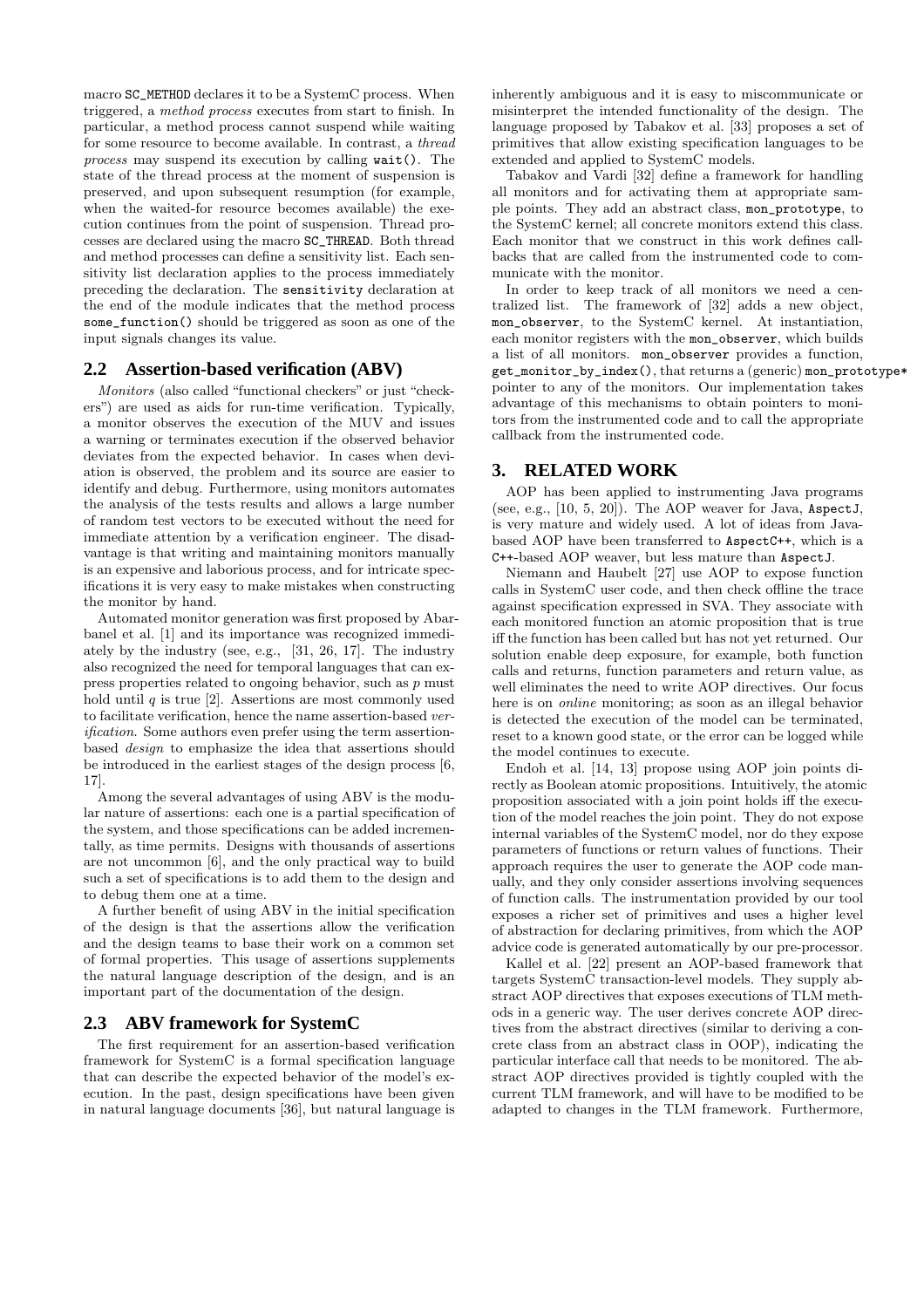macro `SC_METHOD` declares it to be a SystemC process. When triggered, a *method process* executes from start to finish. In particular, a method process cannot suspend while waiting for some resource to become available. In contrast, a *thread process* may suspend its execution by calling `wait()`. The state of the thread process at the moment of suspension is preserved, and upon subsequent resumption (for example, when the waited-for resource becomes available) the execution continues from the point of suspension. Thread processes are declared using the macro `SC_THREAD`. Both thread and method processes can define a sensitivity list. Each sensitivity list declaration applies to the process immediately preceding the declaration. The `sensitivity` declaration at the end of the module indicates that the method process `some_function()` should be triggered as soon as one of the input signals changes its value.

## 2.2 Assertion-based verification (ABV)

*Monitors* (also called "functional checkers" or just "checkers") are used as aids for run-time verification. Typically, a monitor observes the execution of the MUV and issues a warning or terminates execution if the observed behavior deviates from the expected behavior. In cases when deviation is observed, the problem and its source are easier to identify and debug. Furthermore, using monitors automates the analysis of the tests results and allows a large number of random test vectors to be executed without the need for immediate attention by a verification engineer. The disadvantage is that writing and maintaining monitors manually is an expensive and laborious process, and for intricate specifications it is very easy to make mistakes when constructing the monitor by hand.

Automated monitor generation was first proposed by Abarbanel et al. [1] and its importance was recognized immediately by the industry (see, e.g., [31, 26, 17]. The industry also recognized the need for temporal languages that can express properties related to ongoing behavior, such as $p$ must hold until $q$ is true [2]. Assertions are most commonly used to facilitate verification, hence the name assertion-based *verification*. Some authors even prefer using the term assertion-based *design* to emphasize the idea that assertions should be introduced in the earliest stages of the design process [6, 17].

Among the several advantages of using ABV is the modular nature of assertions: each one is a partial specification of the system, and those specifications can be added incrementally, as time permits. Designs with thousands of assertions are not uncommon [6], and the only practical way to build such a set of specifications is to add them to the design and to debug them one at a time.

A further benefit of using ABV in the initial specification of the design is that the assertions allow the verification and the design teams to base their work on a common set of formal properties. This usage of assertions supplements the natural language description of the design, and is an important part of the documentation of the design.

## 2.3 ABV framework for SystemC

The first requirement for an assertion-based verification framework for SystemC is a formal specification language that can describe the expected behavior of the model's execution. In the past, design specifications have been given in natural language documents [36], but natural language is inherently ambiguous and it is easy to miscommunicate or misinterpret the intended functionality of the design. The language proposed by Tabakov et al. [33] proposes a set of primitives that allow existing specification languages to be extended and applied to SystemC models.

Tabakov and Vardi [32] define a framework for handling all monitors and for activating them at appropriate sample points. They add an abstract class, `mon_prototype`, to the SystemC kernel; all concrete monitors extend this class. Each monitor that we construct in this work defines callbacks that are called from the instrumented code to communicate with the monitor.

In order to keep track of all monitors we need a centralized list. The framework of [32] adds a new object, `mon_observer`, to the SystemC kernel. At instantiation, each monitor registers with the `mon_observer`, which builds a list of all monitors. `mon_observer` provides a function, `get_monitor_by_index()`, that returns a (generic) `mon_prototype*` pointer to any of the monitors. Our implementation takes advantage of this mechanisms to obtain pointers to monitors from the instrumented code and to call the appropriate callback from the instrumented code.

# 3. RELATED WORK

AOP has been applied to instrumenting Java programs (see, e.g., [10, 5, 20]). The AOP weaver for Java, `AspectJ`, is very mature and widely used. A lot of ideas from Java-based AOP have been transferred to `AspectC++`, which is a `C++`-based AOP weaver, but less mature than `AspectJ`.

Niemann and Haubelt [27] use AOP to expose function calls in SystemC user code, and then check offline the trace against specification expressed in SVA. They associate with each monitored function an atomic proposition that is true iff the function has been called but has not yet returned. Our solution enable deep exposure, for example, both function calls and returns, function parameters and return value, as well eliminates the need to write AOP directives. Our focus here is on *online* monitoring; as soon as an illegal behavior is detected the execution of the model can be terminated, reset to a known good state, or the error can be logged while the model continues to execute.

Endoh et al. [14, 13] propose using AOP join points directly as Boolean atomic propositions. Intuitively, the atomic proposition associated with a join point holds iff the execution of the model reaches the join point. They do not expose internal variables of the SystemC model, nor do they expose parameters of functions or return values of functions. Their approach requires the user to generate the AOP code manually, and they only consider assertions involving sequences of function calls. The instrumentation provided by our tool exposes a richer set of primitives and uses a higher level of abstraction for declaring primitives, from which the AOP advice code is generated automatically by our pre-processor.

Kallel et al. [22] present an AOP-based framework that targets SystemC transaction-level models. They supply abstract AOP directives that exposes executions of TLM methods in a generic way. The user derives concrete AOP directives from the abstract directives (similar to deriving a concrete class from an abstract class in OOP), indicating the particular interface call that needs to be monitored. The abstract AOP directives provided is tightly coupled with the current TLM framework, and will have to be modified to be adapted to changes in the TLM framework. Furthermore,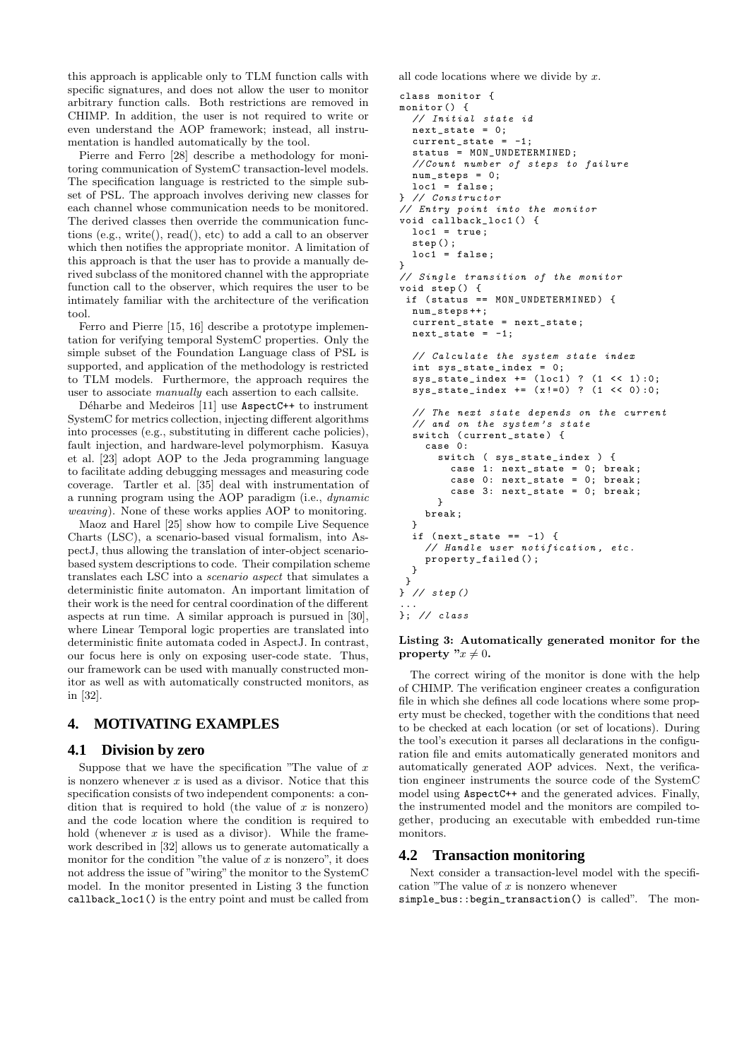this approach is applicable only to TLM function calls with specific signatures, and does not allow the user to monitor arbitrary function calls. Both restrictions are removed in CHIMP. In addition, the user is not required to write or even understand the AOP framework; instead, all instrumentation is handled automatically by the tool.

Pierre and Ferro [28] describe a methodology for monitoring communication of SystemC transaction-level models. The specification language is restricted to the simple subset of PSL. The approach involves deriving new classes for each channel whose communication needs to be monitored. The derived classes then override the communication functions (e.g., write(), read(), etc) to add a call to an observer which then notifies the appropriate monitor. A limitation of this approach is that the user has to provide a manually derived subclass of the monitored channel with the appropriate function call to the observer, which requires the user to be intimately familiar with the architecture of the verification tool.

Ferro and Pierre [15, 16] describe a prototype implementation for verifying temporal SystemC properties. Only the simple subset of the Foundation Language class of PSL is supported, and application of the methodology is restricted to TLM models. Furthermore, the approach requires the user to associate *manually* each assertion to each callsite.

Déharbe and Medeiros [11] use `AspectC++` to instrument SystemC for metrics collection, injecting different algorithms into processes (e.g., substituting in different cache policies), fault injection, and hardware-level polymorphism. Kasuya et al. [23] adopt AOP to the Jeda programming language to facilitate adding debugging messages and measuring code coverage. Tartler et al. [35] deal with instrumentation of a running program using the AOP paradigm (i.e., *dynamic weaving*). None of these works applies AOP to monitoring.

Maoz and Harel [25] show how to compile Live Sequence Charts (LSC), a scenario-based visual formalism, into AspectJ, thus allowing the translation of inter-object scenario-based system descriptions to code. Their compilation scheme translates each LSC into a *scenario aspect* that simulates a deterministic finite automaton. An important limitation of their work is the need for central coordination of the different aspects at run time. A similar approach is pursued in [30], where Linear Temporal logic properties are translated into deterministic finite automata coded in AspectJ. In contrast, our focus here is only on exposing user-code state. Thus, our framework can be used with manually constructed monitor as well as with automatically constructed monitors, as in [32].

## 4. MOTIVATING EXAMPLES

### 4.1 Division by zero

Suppose that we have the specification "The value of $x$ is nonzero whenever $x$ is used as a divisor. Notice that this specification consists of two independent components: a condition that is required to hold (the value of $x$ is nonzero) and the code location where the condition is required to hold (whenever $x$ is used as a divisor). While the framework described in [32] allows us to generate automatically a monitor for the condition "the value of $x$ is nonzero", it does not address the issue of "wiring" the monitor to the SystemC model. In the monitor presented in Listing 3 the function `callback_loc1()` is the entry point and must be called from all code locations where we divide by $x$.

```
class monitor {
monitor() {
  // Initial state id
  next_state = 0;
  current_state = -1;
  status = MON_UNDETERMINED;
  //Count number of steps to failure
  num_steps = 0;
  loc1 = false;
} // Constructor
// Entry point into the monitor
void callback_loc1() {
  loc1 = true;
  step();
  loc1 = false;
}
// Single transition of the monitor
void step() {
 if (status == MON_UNDETERMINED) {
  num_steps++;
  current_state = next_state;
  next_state = -1;

  // Calculate the system state index
  int sys_state_index = 0;
  sys_state_index += (loc1) ? (1 << 1):0;
  sys_state_index += (x!=0) ? (1 << 0):0;

  // The next state depends on the current
  // and on the system's state
  switch (current_state) {
    case 0:
      switch ( sys_state_index ) {
        case 1: next_state = 0; break;
        case 0: next_state = 0; break;
        case 3: next_state = 0; break;
      }
    break;
  }
  if (next_state == -1) {
    // Handle user notification, etc.
    property_failed();
  }
 }
} // step()
...
}; // class
```

**Listing 3: Automatically generated monitor for the property "$x \neq 0$.**

The correct wiring of the monitor is done with the help of CHIMP. The verification engineer creates a configuration file in which she defines all code locations where some property must be checked, together with the conditions that need to be checked at each location (or set of locations). During the tool's execution it parses all declarations in the configuration file and emits automatically generated monitors and automatically generated AOP advices. Next, the verification engineer instruments the source code of the SystemC model using `AspectC++` and the generated advices. Finally, the instrumented model and the monitors are compiled together, producing an executable with embedded run-time monitors.

### 4.2 Transaction monitoring

Next consider a transaction-level model with the specification "The value of $x$ is nonzero whenever `simple_bus::begin_transaction()` is called". The mon-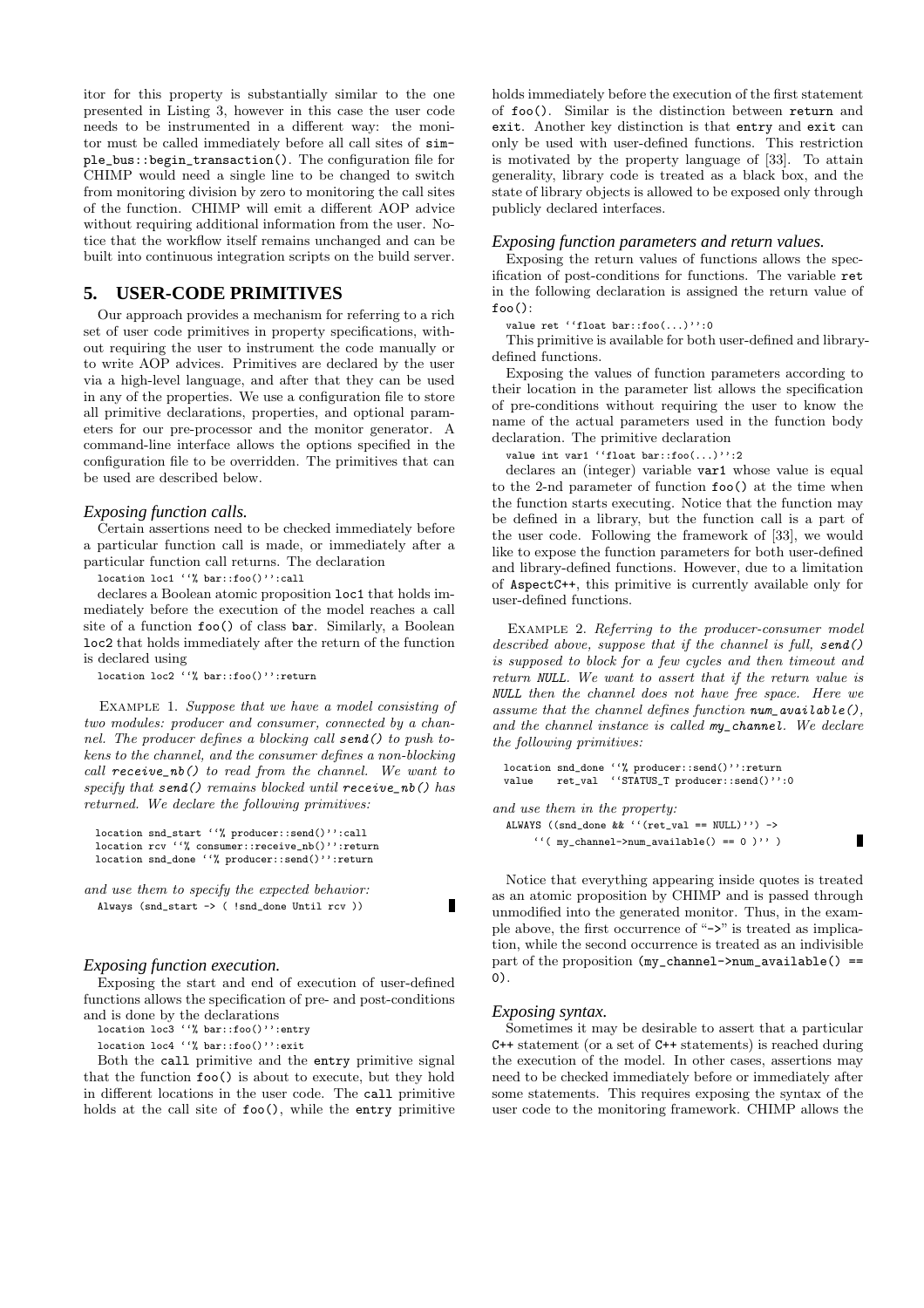itor for this property is substantially similar to the one presented in Listing 3, however in this case the user code needs to be instrumented in a different way: the monitor must be called immediately before all call sites of simple_bus::begin_transaction(). The configuration file for CHIMP would need a single line to be changed to switch from monitoring division by zero to monitoring the call sites of the function. CHIMP will emit a different AOP advice without requiring additional information from the user. Notice that the workflow itself remains unchanged and can be built into continuous integration scripts on the build server.

## 5. USER-CODE PRIMITIVES

Our approach provides a mechanism for referring to a rich set of user code primitives in property specifications, without requiring the user to instrument the code manually or to write AOP advices. Primitives are declared by the user via a high-level language, and after that they can be used in any of the properties. We use a configuration file to store all primitive declarations, properties, and optional parameters for our pre-processor and the monitor generator. A command-line interface allows the options specified in the configuration file to be overridden. The primitives that can be used are described below.

### *Exposing function calls.*

Certain assertions need to be checked immediately before a particular function call is made, or immediately after a particular function call returns. The declaration

```
location loc1 ''% bar::foo()'':call
```

declares a Boolean atomic proposition loc1 that holds immediately before the execution of the model reaches a call site of a function foo() of class bar. Similarly, a Boolean loc2 that holds immediately after the return of the function is declared using

```
location loc2 ''% bar::foo()'':return
```

EXAMPLE 1. *Suppose that we have a model consisting of two modules: producer and consumer, connected by a channel. The producer defines a blocking call send() to push tokens to the channel, and the consumer defines a non-blocking call receive_nb() to read from the channel. We want to specify that send() remains blocked until receive_nb() has returned. We declare the following primitives:*

```
location snd_start ''% producer::send()'':call
location rcv ''% consumer::receive_nb()'':return
location snd_done ''% producer::send()'':return
```

*and use them to specify the expected behavior:*

```
Always (snd_start -> ( !snd_done Until rcv ))
```

### *Exposing function execution.*

Exposing the start and end of execution of user-defined functions allows the specification of pre- and post-conditions and is done by the declarations

```
location loc3 ''% bar::foo()'':entry
location loc4 ''% bar::foo()'':exit
```

Both the call primitive and the entry primitive signal that the function foo() is about to execute, but they hold in different locations in the user code. The call primitive holds at the call site of foo(), while the entry primitive holds immediately before the execution of the first statement of foo(). Similar is the distinction between return and exit. Another key distinction is that entry and exit can only be used with user-defined functions. This restriction is motivated by the property language of [33]. To attain generality, library code is treated as a black box, and the state of library objects is allowed to be exposed only through publicly declared interfaces.

### *Exposing function parameters and return values.*

Exposing the return values of functions allows the specification of post-conditions for functions. The variable ret in the following declaration is assigned the return value of foo():

```
value ret ''float bar::foo(...)'':0
```

This primitive is available for both user-defined and library-defined functions.

Exposing the values of function parameters according to their location in the parameter list allows the specification of pre-conditions without requiring the user to know the name of the actual parameters used in the function body declaration. The primitive declaration

```
value int var1 ''float bar::foo(...)'':2
```

declares an (integer) variable var1 whose value is equal to the 2-nd parameter of function foo() at the time when the function starts executing. Notice that the function may be defined in a library, but the function call is a part of the user code. Following the framework of [33], we would like to expose the function parameters for both user-defined and library-defined functions. However, due to a limitation of AspectC++, this primitive is currently available only for user-defined functions.

EXAMPLE 2. *Referring to the producer-consumer model described above, suppose that if the channel is full, send() is supposed to block for a few cycles and then timeout and return NULL. We want to assert that if the return value is NULL then the channel does not have free space. Here we assume that the channel defines function num_available(), and the channel instance is called my_channel. We declare the following primitives:*

```
location snd_done ''% producer::send()'':return
value    ret_val  ''STATUS_T producer::send()'':0
```

*and use them in the property:*

```
ALWAYS ((snd_done && ''(ret_val == NULL)'') ->
     ''( my_channel->num_available() == 0 )'' )
```

Notice that everything appearing inside quotes is treated as an atomic proposition by CHIMP and is passed through unmodified into the generated monitor. Thus, in the example above, the first occurrence of "->" is treated as implication, while the second occurrence is treated as an indivisible part of the proposition (my_channel->num_available() == 0).

### *Exposing syntax.*

Sometimes it may be desirable to assert that a particular C++ statement (or a set of C++ statements) is reached during the execution of the model. In other cases, assertions may need to be checked immediately before or immediately after some statements. This requires exposing the syntax of the user code to the monitoring framework. CHIMP allows the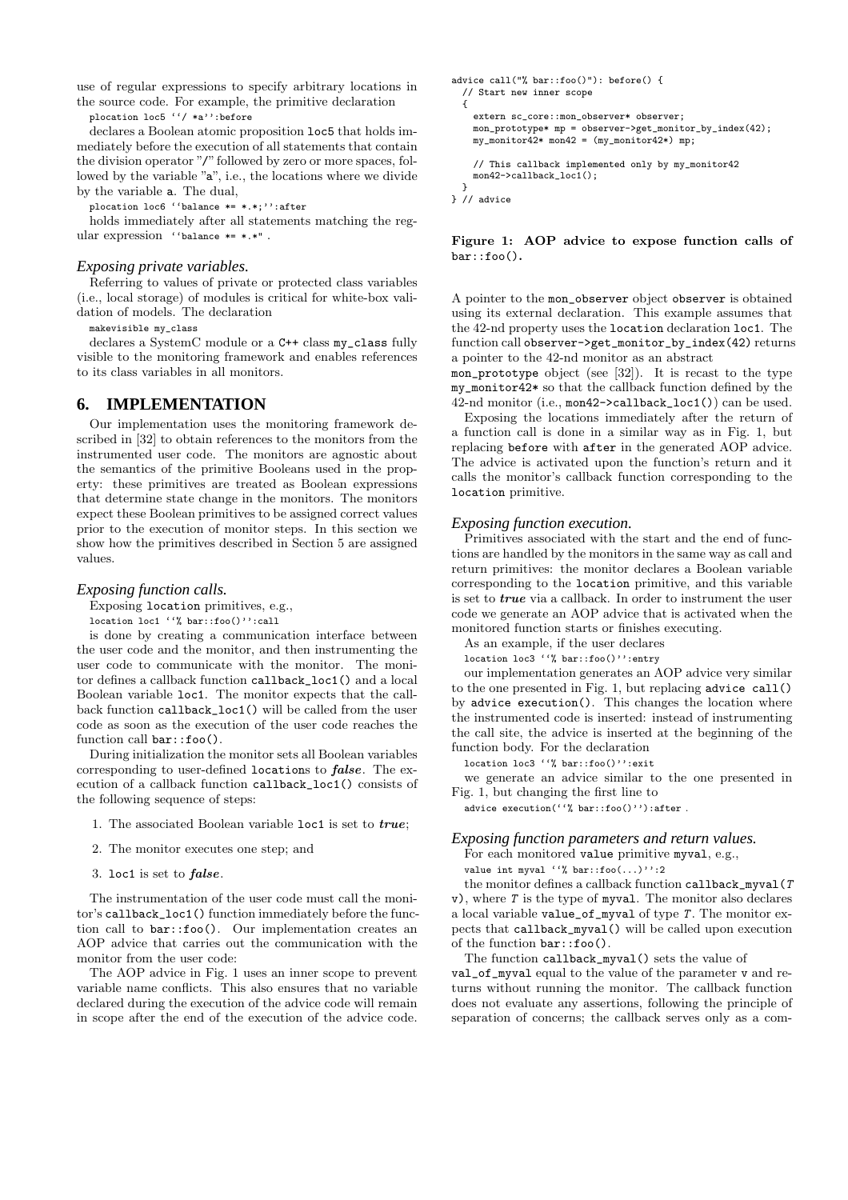use of regular expressions to specify arbitrary locations in the source code. For example, the primitive declaration

```
plocation loc5 ''/ *a'':before
```

declares a Boolean atomic proposition loc5 that holds immediately before the execution of all statements that contain the division operator "/" followed by zero or more spaces, followed by the variable "a", i.e., the locations where we divide by the variable a. The dual,

```
plocation loc6 ''balance *= *.*;'':after
```

holds immediately after all statements matching the regular expression ''balance *= *.*" .

### *Exposing private variables.*

Referring to values of private or protected class variables (i.e., local storage) of modules is critical for white-box validation of models. The declaration

```
makevisible my_class
```

declares a SystemC module or a C++ class my_class fully visible to the monitoring framework and enables references to its class variables in all monitors.

## 6. IMPLEMENTATION

Our implementation uses the monitoring framework described in [32] to obtain references to the monitors from the instrumented user code. The monitors are agnostic about the semantics of the primitive Booleans used in the property: these primitives are treated as Boolean expressions that determine state change in the monitors. The monitors expect these Boolean primitives to be assigned correct values prior to the execution of monitor steps. In this section we show how the primitives described in Section 5 are assigned values.

### *Exposing function calls.*

Exposing location primitives, e.g.,

```
location loc1 ''% bar::foo()'':call
```

is done by creating a communication interface between the user code and the monitor, and then instrumenting the user code to communicate with the monitor. The monitor defines a callback function callback_loc1() and a local Boolean variable loc1. The monitor expects that the callback function callback_loc1() will be called from the user code as soon as the execution of the user code reaches the function call bar::foo().

During initialization the monitor sets all Boolean variables corresponding to user-defined locations to ***false***. The execution of a callback function callback_loc1() consists of the following sequence of steps:

1. The associated Boolean variable loc1 is set to ***true***;
2. The monitor executes one step; and
3. loc1 is set to ***false***.

The instrumentation of the user code must call the monitor's callback_loc1() function immediately before the function call to bar::foo(). Our implementation creates an AOP advice that carries out the communication with the monitor from the user code:

The AOP advice in Fig. 1 uses an inner scope to prevent variable name conflicts. This also ensures that no variable declared during the execution of the advice code will remain in scope after the end of the execution of the advice code.

```
advice call("% bar::foo()"): before() {
  // Start new inner scope
  {
    extern sc_core::mon_observer* observer;
    mon_prototype* mp = observer->get_monitor_by_index(42);
    my_monitor42* mon42 = (my_monitor42*) mp;

    // This callback implemented only by my_monitor42
    mon42->callback_loc1();
  }
} // advice
```

**Figure 1: AOP advice to expose function calls of bar::foo().**

A pointer to the mon_observer object observer is obtained using its external declaration. This example assumes that the 42-nd property uses the location declaration loc1. The function call observer->get_monitor_by_index(42) returns a pointer to the 42-nd monitor as an abstract mon_prototype object (see [32]). It is recast to the type my_monitor42* so that the callback function defined by the 42-nd monitor (i.e., mon42->callback_loc1()) can be used.

Exposing the locations immediately after the return of a function call is done in a similar way as in Fig. 1, but replacing before with after in the generated AOP advice. The advice is activated upon the function's return and it calls the monitor's callback function corresponding to the location primitive.

### *Exposing function execution.*

Primitives associated with the start and the end of functions are handled by the monitors in the same way as call and return primitives: the monitor declares a Boolean variable corresponding to the location primitive, and this variable is set to ***true*** via a callback. In order to instrument the user code we generate an AOP advice that is activated when the monitored function starts or finishes executing.

As an example, if the user declares

```
location loc3 ''% bar::foo()'':entry
```

our implementation generates an AOP advice very similar to the one presented in Fig. 1, but replacing advice call() by advice execution(). This changes the location where the instrumented code is inserted: instead of instrumenting the call site, the advice is inserted at the beginning of the function body. For the declaration

```
location loc3 ''% bar::foo()'':exit
```

we generate an advice similar to the one presented in Fig. 1, but changing the first line to

```
advice execution(''% bar::foo()''):after .
```

### *Exposing function parameters and return values.*

For each monitored value primitive myval, e.g.,

```
value int myval ''% bar::foo(...)'':2
```

the monitor defines a callback function callback_myval(*T* v), where *T* is the type of myval. The monitor also declares a local variable value_of_myval of type *T*. The monitor expects that callback_myval() will be called upon execution of the function bar::foo().

The function callback_myval() sets the value of val_of_myval equal to the value of the parameter v and returns without running the monitor. The callback function does not evaluate any assertions, following the principle of separation of concerns; the callback serves only as a com-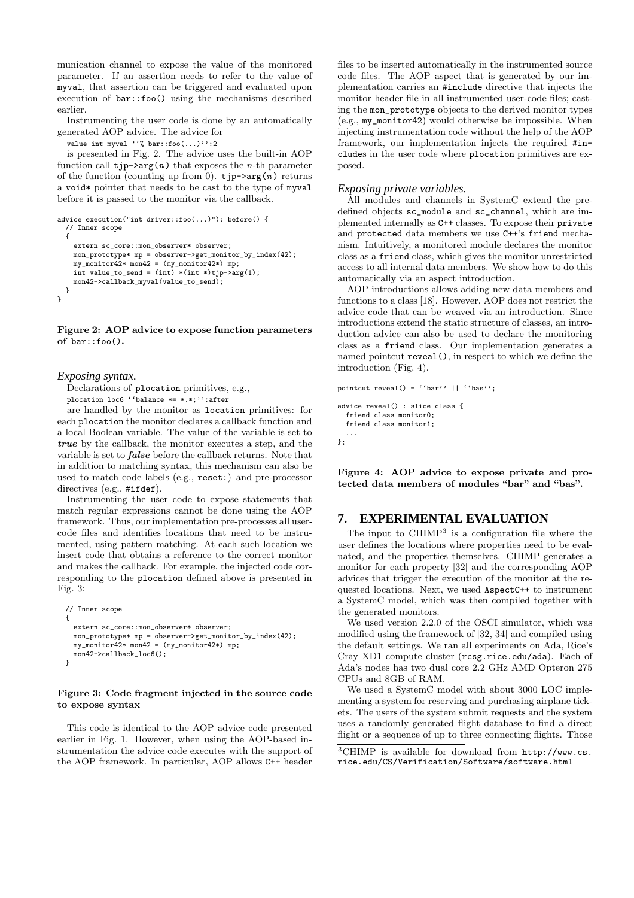munication channel to expose the value of the monitored parameter. If an assertion needs to refer to the value of `myval`, that assertion can be triggered and evaluated upon execution of `bar::foo()` using the mechanisms described earlier.

Instrumenting the user code is done by an automatically generated AOP advice. The advice for

`value int myval ''% bar::foo(...)'':2`

is presented in Fig. 2. The advice uses the built-in AOP function call `tjp->arg(n)` that exposes the $n$-th parameter of the function (counting up from 0). `tjp->arg(n)` returns a `void*` pointer that needs to be cast to the type of `myval` before it is passed to the monitor via the callback.

```
advice execution("int driver::foo(...)"): before() {
  // Inner scope
  {
    extern sc_core::mon_observer* observer;
    mon_prototype* mp = observer->get_monitor_by_index(42);
    my_monitor42* mon42 = (my_monitor42*) mp;
    int value_to_send = (int) *(int *)tjp->arg(1);
    mon42->callback_myval(value_to_send);
  }
}
```

**Figure 2: AOP advice to expose function parameters of `bar::foo()`.**

### *Exposing syntax.*

Declarations of `plocation` primitives, e.g.,

`plocation loc6 ''balance *= *.*;'':after`

are handled by the monitor as `location` primitives: for each `plocation` the monitor declares a callback function and a local Boolean variable. The value of the variable is set to ***true*** by the callback, the monitor executes a step, and the variable is set to ***false*** before the callback returns. Note that in addition to matching syntax, this mechanism can also be used to match code labels (e.g., `reset:`) and pre-processor directives (e.g., `#ifdef`).

Instrumenting the user code to expose statements that match regular expressions cannot be done using the AOP framework. Thus, our implementation pre-processes all user-code files and identifies locations that need to be instrumented, using pattern matching. At each such location we insert code that obtains a reference to the correct monitor and makes the callback. For example, the injected code corresponding to the `plocation` defined above is presented in Fig. 3:

```
// Inner scope
{
  extern sc_core::mon_observer* observer;
  mon_prototype* mp = observer->get_monitor_by_index(42);
  my_monitor42* mon42 = (my_monitor42*) mp;
  mon42->callback_loc6();
}
```

**Figure 3: Code fragment injected in the source code to expose syntax**

This code is identical to the AOP advice code presented earlier in Fig. 1. However, when using the AOP-based instrumentation the advice code executes with the support of the AOP framework. In particular, AOP allows `C++` header files to be inserted automatically in the instrumented source code files. The AOP aspect that is generated by our implementation carries an `#include` directive that injects the monitor header file in all instrumented user-code files; casting the `mon_prototype` objects to the derived monitor types (e.g., `my_monitor42`) would otherwise be impossible. When injecting instrumentation code without the help of the AOP framework, our implementation injects the required `#include`s in the user code where `plocation` primitives are exposed.

### *Exposing private variables.*

All modules and channels in SystemC extend the predefined objects `sc_module` and `sc_channel`, which are implemented internally as `C++` classes. To expose their `private` and `protected` data members we use `C++`'s `friend` mechanism. Intuitively, a monitored module declares the monitor class as a `friend` class, which gives the monitor unrestricted access to all internal data members. We show how to do this automatically via an aspect introduction.

AOP introductions allows adding new data members and functions to a class [18]. However, AOP does not restrict the advice code that can be weaved via an introduction. Since introductions extend the static structure of classes, an introduction advice can also be used to declare the monitoring class as a `friend` class. Our implementation generates a named pointcut `reveal()`, in respect to which we define the introduction (Fig. 4).

```
pointcut reveal() = ''bar'' || ''bas'';

advice reveal() : slice class {
  friend class monitor0;
  friend class monitor1;
  ...
};
```

**Figure 4: AOP advice to expose private and protected data members of modules "bar" and "bas".**

## 7. EXPERIMENTAL EVALUATION

The input to CHIMP[3] is a configuration file where the user defines the locations where properties need to be evaluated, and the properties themselves. CHIMP generates a monitor for each property [32] and the corresponding AOP advices that trigger the execution of the monitor at the requested locations. Next, we used `AspectC++` to instrument a SystemC model, which was then compiled together with the generated monitors.

We used version 2.2.0 of the OSCI simulator, which was modified using the framework of [32, 34] and compiled using the default settings. We ran all experiments on Ada, Rice's Cray XD1 compute cluster (`rcsg.rice.edu/ada`). Each of Ada's nodes has two dual core 2.2 GHz AMD Opteron 275 CPUs and 8GB of RAM.

We used a SystemC model with about 3000 LOC implementing a system for reserving and purchasing airplane tickets. The users of the system submit requests and the system uses a randomly generated flight database to find a direct flight or a sequence of up to three connecting flights. Those

[3] CHIMP is available for download from `http://www.cs.rice.edu/CS/Verification/Software/software.html`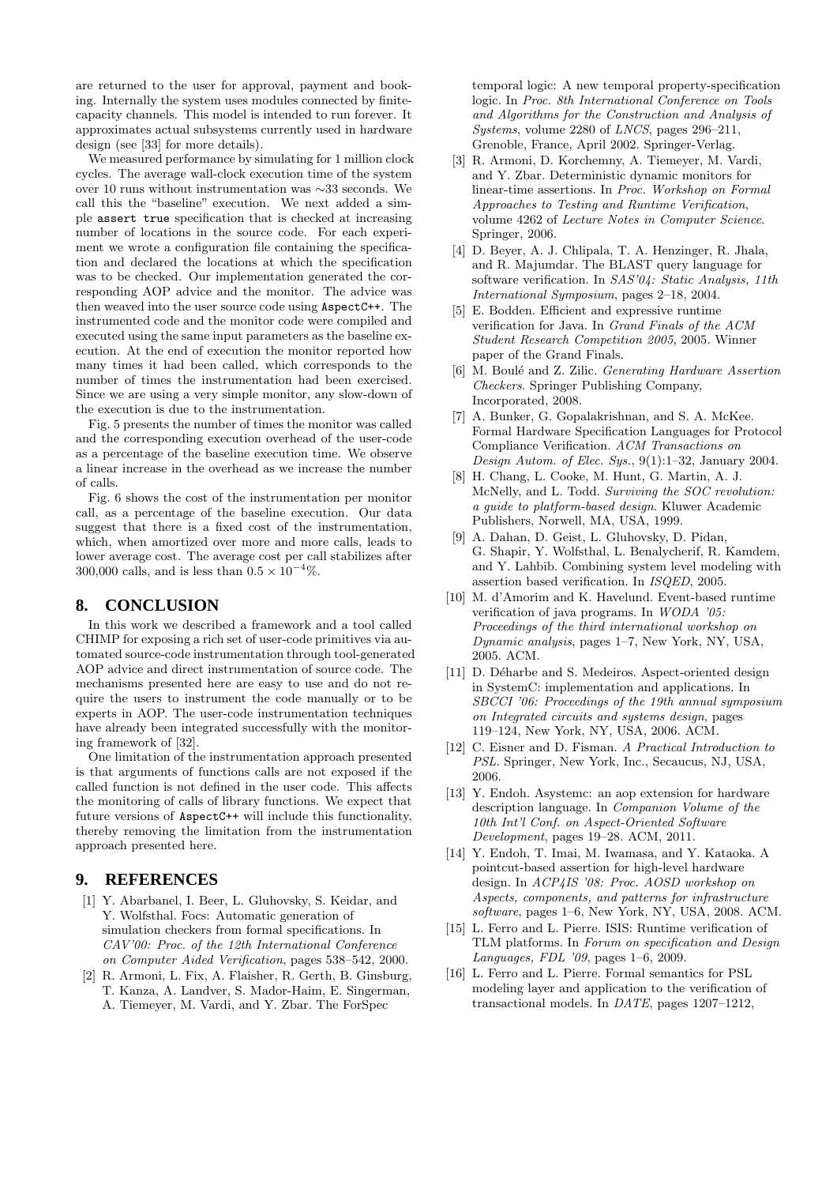are returned to the user for approval, payment and booking. Internally the system uses modules connected by finite-capacity channels. This model is intended to run forever. It approximates actual subsystems currently used in hardware design (see [33] for more details).

We measured performance by simulating for 1 million clock cycles. The average wall-clock execution time of the system over 10 runs without instrumentation was ∼33 seconds. We call this the "baseline" execution. We next added a simple `assert true` specification that is checked at increasing number of locations in the source code. For each experiment we wrote a configuration file containing the specification and declared the locations at which the specification was to be checked. Our implementation generated the corresponding AOP advice and the monitor. The advice was then weaved into the user source code using `AspectC++`. The instrumented code and the monitor code were compiled and executed using the same input parameters as the baseline execution. At the end of execution the monitor reported how many times it had been called, which corresponds to the number of times the instrumentation had been exercised. Since we are using a very simple monitor, any slow-down of the execution is due to the instrumentation.

Fig. 5 presents the number of times the monitor was called and the corresponding execution overhead of the user-code as a percentage of the baseline execution time. We observe a linear increase in the overhead as we increase the number of calls.

Fig. 6 shows the cost of the instrumentation per monitor call, as a percentage of the baseline execution. Our data suggest that there is a fixed cost of the instrumentation, which, when amortized over more and more calls, leads to lower average cost. The average cost per call stabilizes after 300,000 calls, and is less than $0.5 \times 10^{-4}$%.

## 8. CONCLUSION

In this work we described a framework and a tool called CHIMP for exposing a rich set of user-code primitives via automated source-code instrumentation through tool-generated AOP advice and direct instrumentation of source code. The mechanisms presented here are easy to use and do not require the users to instrument the code manually or to be experts in AOP. The user-code instrumentation techniques have already been integrated successfully with the monitoring framework of [32].

One limitation of the instrumentation approach presented is that arguments of functions calls are not exposed if the called function is not defined in the user code. This affects the monitoring of calls of library functions. We expect that future versions of `AspectC++` will include this functionality, thereby removing the limitation from the instrumentation approach presented here.

## 9. REFERENCES

[1] Y. Abarbanel, I. Beer, L. Gluhovsky, S. Keidar, and Y. Wolfsthal. Focs: Automatic generation of simulation checkers from formal specifications. In *CAV'00: Proc. of the 12th International Conference on Computer Aided Verification*, pages 538–542, 2000.

[2] R. Armoni, L. Fix, A. Flaisher, R. Gerth, B. Ginsburg, T. Kanza, A. Landver, S. Mador-Haim, E. Singerman, A. Tiemeyer, M. Vardi, and Y. Zbar. The ForSpec temporal logic: A new temporal property-specification logic. In *Proc. 8th International Conference on Tools and Algorithms for the Construction and Analysis of Systems*, volume 2280 of *LNCS*, pages 296–211, Grenoble, France, April 2002. Springer-Verlag.

[3] R. Armoni, D. Korchemny, A. Tiemeyer, M. Vardi, and Y. Zbar. Deterministic dynamic monitors for linear-time assertions. In *Proc. Workshop on Formal Approaches to Testing and Runtime Verification*, volume 4262 of *Lecture Notes in Computer Science*. Springer, 2006.

[4] D. Beyer, A. J. Chlipala, T. A. Henzinger, R. Jhala, and R. Majumdar. The BLAST query language for software verification. In *SAS'04: Static Analysis, 11th International Symposium*, pages 2–18, 2004.

[5] E. Bodden. Efficient and expressive runtime verification for Java. In *Grand Finals of the ACM Student Research Competition 2005*, 2005. Winner paper of the Grand Finals.

[6] M. Boulé and Z. Zilic. *Generating Hardware Assertion Checkers*. Springer Publishing Company, Incorporated, 2008.

[7] A. Bunker, G. Gopalakrishnan, and S. A. McKee. Formal Hardware Specification Languages for Protocol Compliance Verification. *ACM Transactions on Design Autom. of Elec. Sys.*, 9(1):1–32, January 2004.

[8] H. Chang, L. Cooke, M. Hunt, G. Martin, A. J. McNelly, and L. Todd. *Surviving the SOC revolution: a guide to platform-based design*. Kluwer Academic Publishers, Norwell, MA, USA, 1999.

[9] A. Dahan, D. Geist, L. Gluhovsky, D. Pidan, G. Shapir, Y. Wolfsthal, L. Benalycherif, R. Kamdem, and Y. Lahbib. Combining system level modeling with assertion based verification. In *ISQED*, 2005.

[10] M. d'Amorim and K. Havelund. Event-based runtime verification of java programs. In *WODA '05: Proceedings of the third international workshop on Dynamic analysis*, pages 1–7, New York, NY, USA, 2005. ACM.

[11] D. Déharbe and S. Medeiros. Aspect-oriented design in SystemC: implementation and applications. In *SBCCI '06: Proceedings of the 19th annual symposium on Integrated circuits and systems design*, pages 119–124, New York, NY, USA, 2006. ACM.

[12] C. Eisner and D. Fisman. *A Practical Introduction to PSL*. Springer, New York, Inc., Secaucus, NJ, USA, 2006.

[13] Y. Endoh. Asystemc: an aop extension for hardware description language. In *Companion Volume of the 10th Int'l Conf. on Aspect-Oriented Software Development*, pages 19–28. ACM, 2011.

[14] Y. Endoh, T. Imai, M. Iwamasa, and Y. Kataoka. A pointcut-based assertion for high-level hardware design. In *ACP4IS '08: Proc. AOSD workshop on Aspects, components, and patterns for infrastructure software*, pages 1–6, New York, NY, USA, 2008. ACM.

[15] L. Ferro and L. Pierre. ISIS: Runtime verification of TLM platforms. In *Forum on specification and Design Languages, FDL '09*, pages 1–6, 2009.

[16] L. Ferro and L. Pierre. Formal semantics for PSL modeling layer and application to the verification of transactional models. In *DATE*, pages 1207–1212,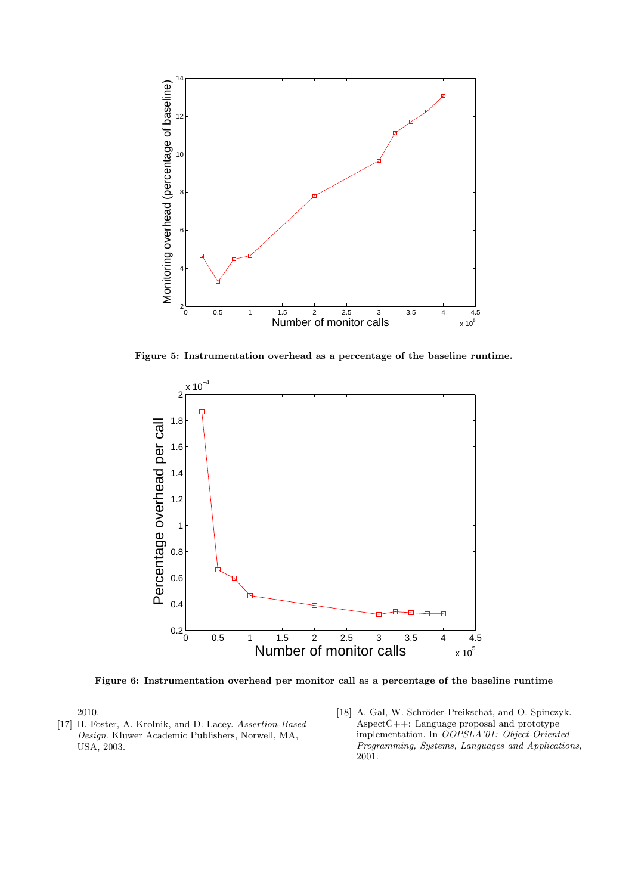Figure 5: Instrumentation overhead as a percentage of the baseline runtime.

Figure 6: Instrumentation overhead per monitor call as a percentage of the baseline runtime

2010.

[17] H. Foster, A. Krolnik, and D. Lacey. *Assertion-Based Design*. Kluwer Academic Publishers, Norwell, MA, USA, 2003.

[18] A. Gal, W. Schröder-Preikschat, and O. Spinczyk. AspectC++: Language proposal and prototype implementation. In *OOPSLA'01: Object-Oriented Programming, Systems, Languages and Applications*, 2001.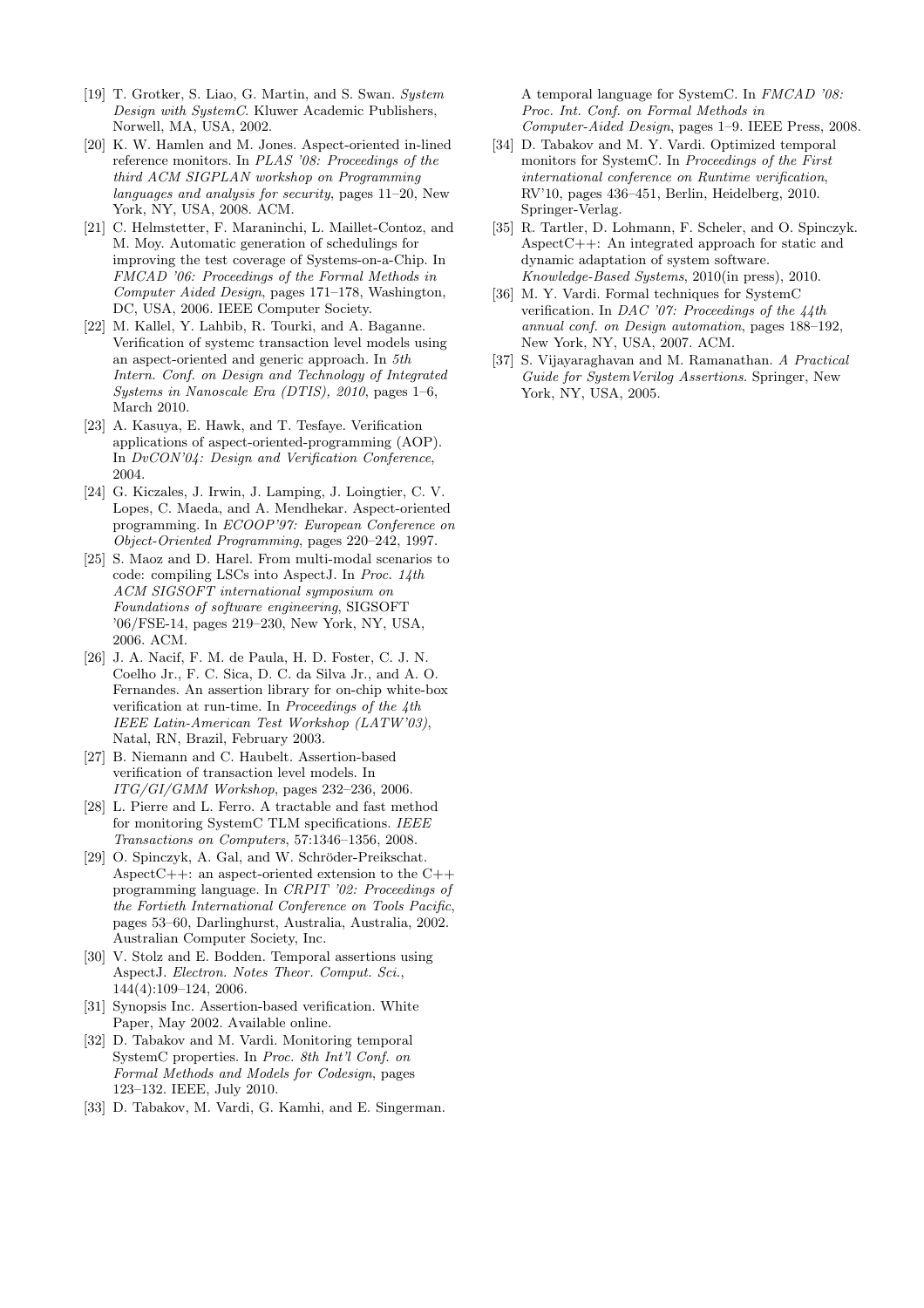[19] T. Grotker, S. Liao, G. Martin, and S. Swan. *System Design with SystemC*. Kluwer Academic Publishers, Norwell, MA, USA, 2002.

[20] K. W. Hamlen and M. Jones. Aspect-oriented in-lined reference monitors. In *PLAS '08: Proceedings of the third ACM SIGPLAN workshop on Programming languages and analysis for security*, pages 11–20, New York, NY, USA, 2008. ACM.

[21] C. Helmstetter, F. Maraninchi, L. Maillet-Contoz, and M. Moy. Automatic generation of schedulings for improving the test coverage of Systems-on-a-Chip. In *FMCAD '06: Proceedings of the Formal Methods in Computer Aided Design*, pages 171–178, Washington, DC, USA, 2006. IEEE Computer Society.

[22] M. Kallel, Y. Lahbib, R. Tourki, and A. Baganne. Verification of systemc transaction level models using an aspect-oriented and generic approach. In *5th Intern. Conf. on Design and Technology of Integrated Systems in Nanoscale Era (DTIS), 2010*, pages 1–6, March 2010.

[23] A. Kasuya, E. Hawk, and T. Tesfaye. Verification applications of aspect-oriented-programming (AOP). In *DvCON'04: Design and Verification Conference*, 2004.

[24] G. Kiczales, J. Irwin, J. Lamping, J. Loingtier, C. V. Lopes, C. Maeda, and A. Mendhekar. Aspect-oriented programming. In *ECOOP'97: European Conference on Object-Oriented Programming*, pages 220–242, 1997.

[25] S. Maoz and D. Harel. From multi-modal scenarios to code: compiling LSCs into AspectJ. In *Proc. 14th ACM SIGSOFT international symposium on Foundations of software engineering*, SIGSOFT '06/FSE-14, pages 219–230, New York, NY, USA, 2006. ACM.

[26] J. A. Nacif, F. M. de Paula, H. D. Foster, C. J. N. Coelho Jr., F. C. Sica, D. C. da Silva Jr., and A. O. Fernandes. An assertion library for on-chip white-box verification at run-time. In *Proceedings of the 4th IEEE Latin-American Test Workshop (LATW'03)*, Natal, RN, Brazil, February 2003.

[27] B. Niemann and C. Haubelt. Assertion-based verification of transaction level models. In *ITG/GI/GMM Workshop*, pages 232–236, 2006.

[28] L. Pierre and L. Ferro. A tractable and fast method for monitoring SystemC TLM specifications. *IEEE Transactions on Computers*, 57:1346–1356, 2008.

[29] O. Spinczyk, A. Gal, and W. Schröder-Preikschat. AspectC++: an aspect-oriented extension to the C++ programming language. In *CRPIT '02: Proceedings of the Fortieth International Conference on Tools Pacific*, pages 53–60, Darlinghurst, Australia, Australia, 2002. Australian Computer Society, Inc.

[30] V. Stolz and E. Bodden. Temporal assertions using AspectJ. *Electron. Notes Theor. Comput. Sci.*, 144(4):109–124, 2006.

[31] Synopsis Inc. Assertion-based verification. White Paper, May 2002. Available online.

[32] D. Tabakov and M. Vardi. Monitoring temporal SystemC properties. In *Proc. 8th Int'l Conf. on Formal Methods and Models for Codesign*, pages 123–132. IEEE, July 2010.

[33] D. Tabakov, M. Vardi, G. Kamhi, and E. Singerman. A temporal language for SystemC. In *FMCAD '08: Proc. Int. Conf. on Formal Methods in Computer-Aided Design*, pages 1–9. IEEE Press, 2008.

[34] D. Tabakov and M. Y. Vardi. Optimized temporal monitors for SystemC. In *Proceedings of the First international conference on Runtime verification*, RV'10, pages 436–451, Berlin, Heidelberg, 2010. Springer-Verlag.

[35] R. Tartler, D. Lohmann, F. Scheler, and O. Spinczyk. AspectC++: An integrated approach for static and dynamic adaptation of system software. *Knowledge-Based Systems*, 2010(in press), 2010.

[36] M. Y. Vardi. Formal techniques for SystemC verification. In *DAC '07: Proceedings of the 44th annual conf. on Design automation*, pages 188–192, New York, NY, USA, 2007. ACM.

[37] S. Vijayaraghavan and M. Ramanathan. *A Practical Guide for SystemVerilog Assertions*. Springer, New York, NY, USA, 2005.